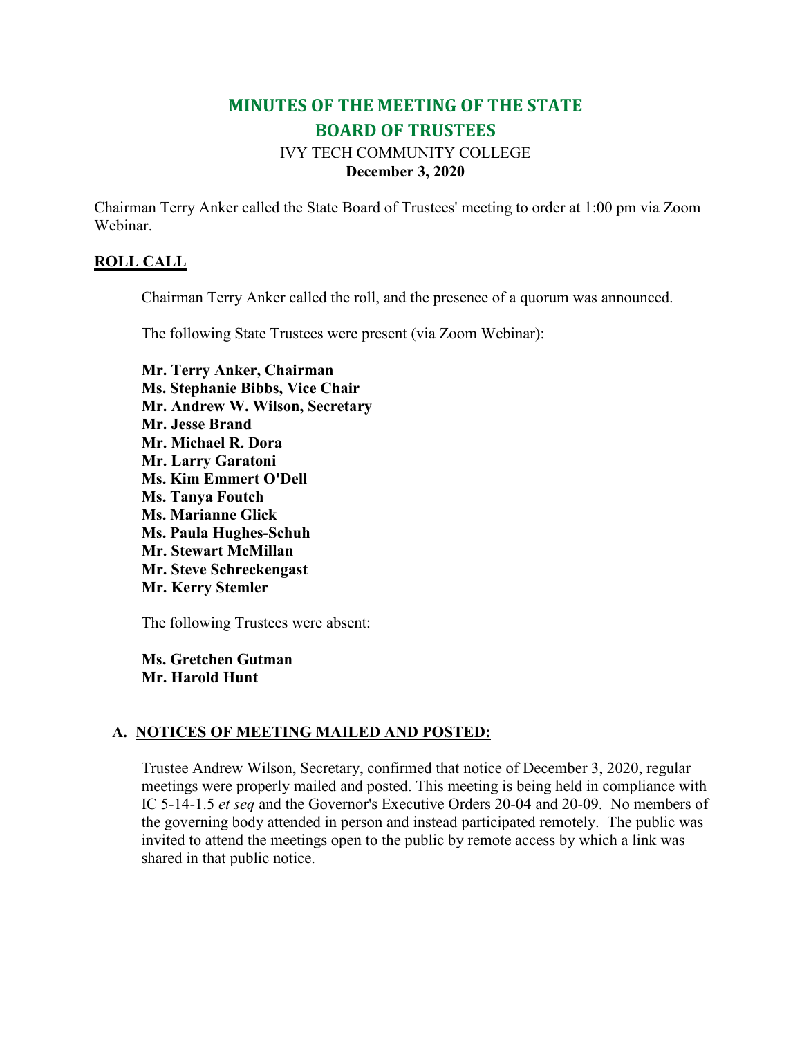# MINUTES OF THE MEETING OF THE STATE BOARD OF TRUSTEES

IVY TECH COMMUNITY COLLEGE

**December 3, 2020**

Chairman Terry Anker called the State Board of Trustees' meeting to order at 1:00 pm via Zoom Webinar.

## ROLL CALL

Chairman Terry Anker called the roll, and the presence of a quorum was announced.

The following State Trustees were present (via Zoom Webinar):

**Mr. Terry Anker, Chairman**
**Ms. Stephanie Bibbs, Vice Chair**
**Mr. Andrew W. Wilson, Secretary**
**Mr. Jesse Brand**
**Mr. Michael R. Dora**
**Mr. Larry Garatoni**
**Ms. Kim Emmert O'Dell**
**Ms. Tanya Foutch**
**Ms. Marianne Glick**
**Ms. Paula Hughes-Schuh**
**Mr. Stewart McMillan**
**Mr. Steve Schreckengast**
**Mr. Kerry Stemler**

The following Trustees were absent:

**Ms. Gretchen Gutman**
**Mr. Harold Hunt**

## A. NOTICES OF MEETING MAILED AND POSTED:

Trustee Andrew Wilson, Secretary, confirmed that notice of December 3, 2020, regular meetings were properly mailed and posted. This meeting is being held in compliance with IC 5-14-1.5 *et seq* and the Governor's Executive Orders 20-04 and 20-09. No members of the governing body attended in person and instead participated remotely. The public was invited to attend the meetings open to the public by remote access by which a link was shared in that public notice.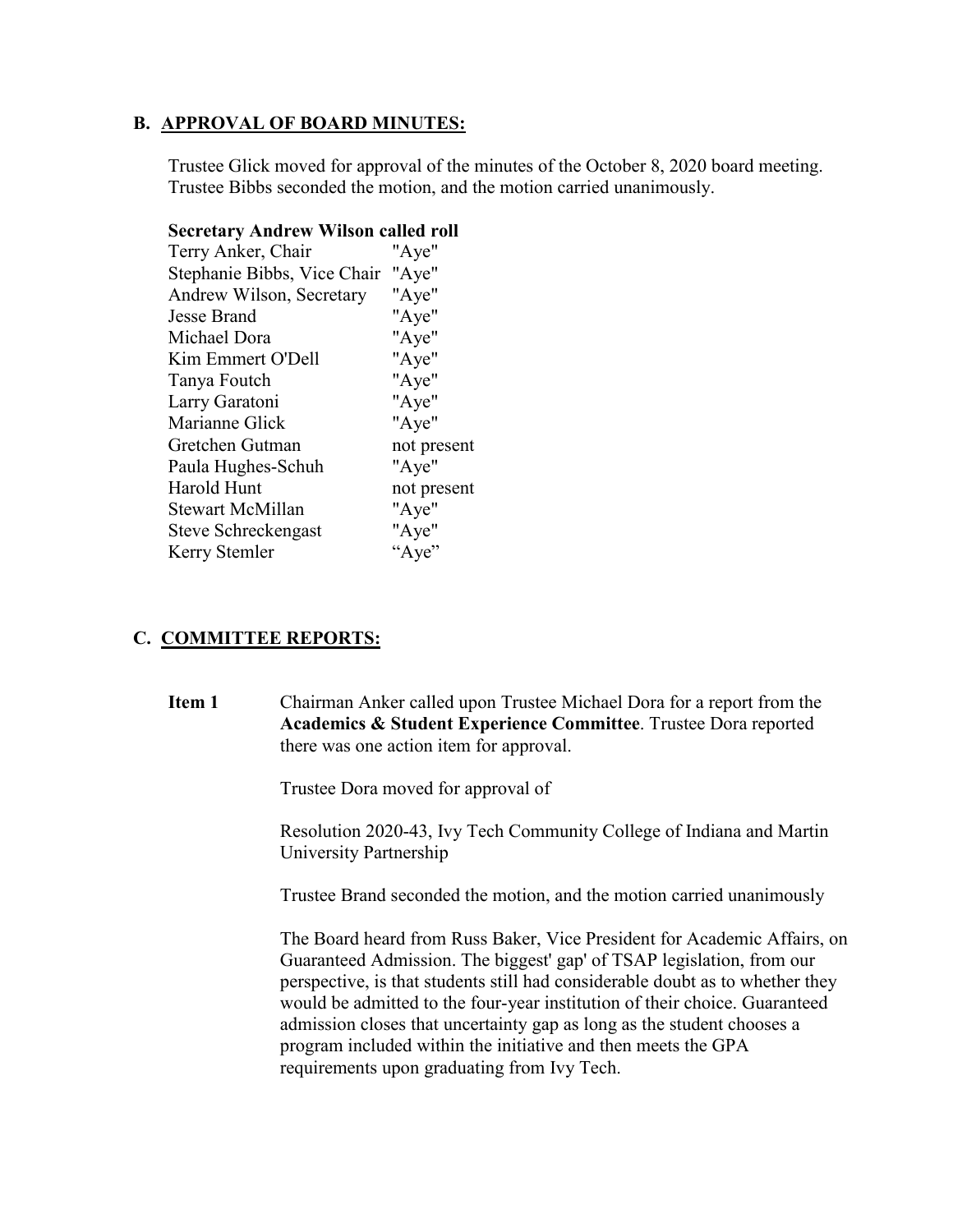## B. APPROVAL OF BOARD MINUTES:

Trustee Glick moved for approval of the minutes of the October 8, 2020 board meeting. Trustee Bibbs seconded the motion, and the motion carried unanimously.

**Secretary Andrew Wilson called roll**

| | |
|---|---|
| Terry Anker, Chair | "Aye" |
| Stephanie Bibbs, Vice Chair | "Aye" |
| Andrew Wilson, Secretary | "Aye" |
| Jesse Brand | "Aye" |
| Michael Dora | "Aye" |
| Kim Emmert O'Dell | "Aye" |
| Tanya Foutch | "Aye" |
| Larry Garatoni | "Aye" |
| Marianne Glick | "Aye" |
| Gretchen Gutman | not present |
| Paula Hughes-Schuh | "Aye" |
| Harold Hunt | not present |
| Stewart McMillan | "Aye" |
| Steve Schreckengast | "Aye" |
| Kerry Stemler | "Aye" |

## C. COMMITTEE REPORTS:

**Item 1** Chairman Anker called upon Trustee Michael Dora for a report from the **Academics & Student Experience Committee**. Trustee Dora reported there was one action item for approval.

Trustee Dora moved for approval of

Resolution 2020-43, Ivy Tech Community College of Indiana and Martin University Partnership

Trustee Brand seconded the motion, and the motion carried unanimously

The Board heard from Russ Baker, Vice President for Academic Affairs, on Guaranteed Admission. The biggest' gap' of TSAP legislation, from our perspective, is that students still had considerable doubt as to whether they would be admitted to the four-year institution of their choice. Guaranteed admission closes that uncertainty gap as long as the student chooses a program included within the initiative and then meets the GPA requirements upon graduating from Ivy Tech.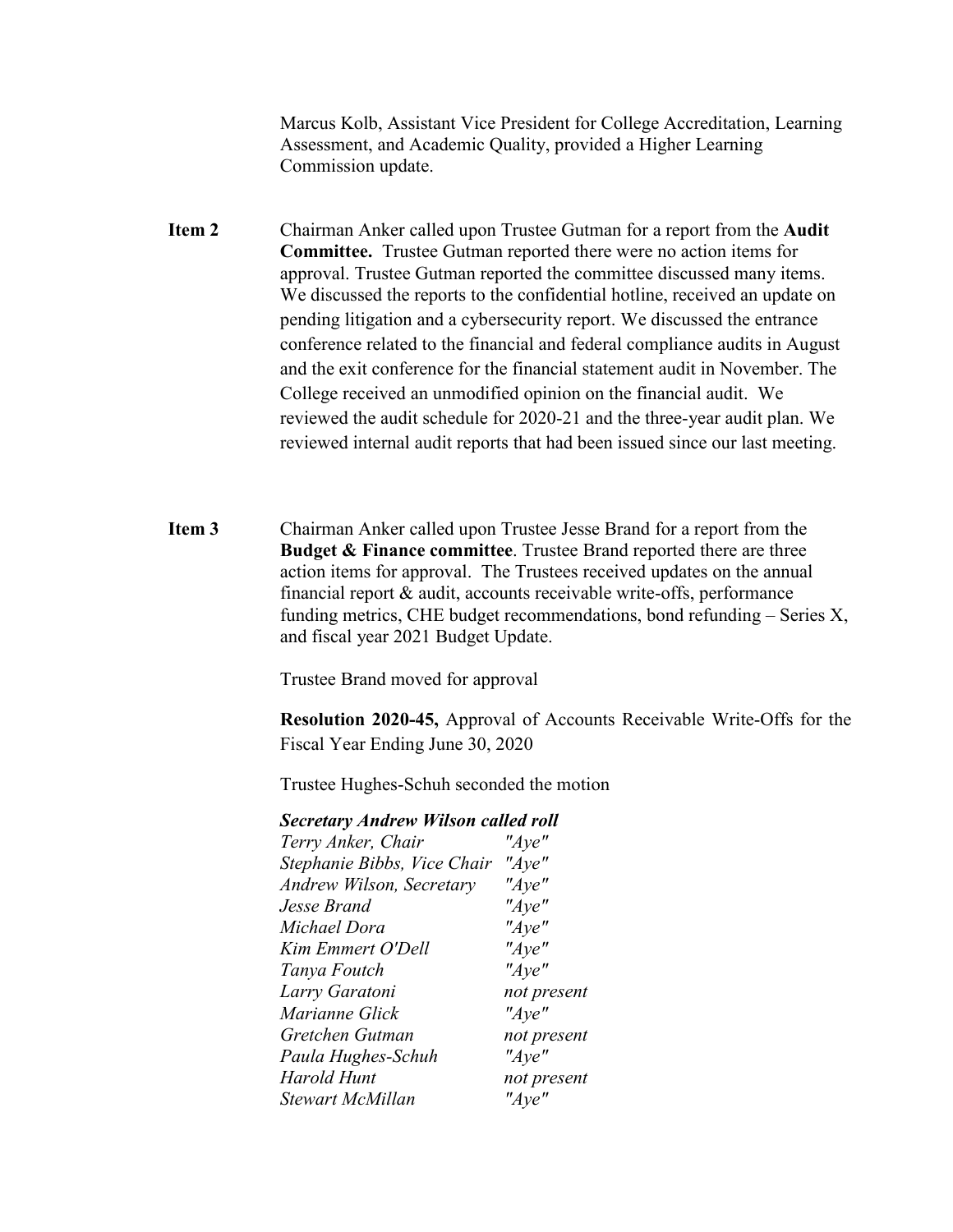Marcus Kolb, Assistant Vice President for College Accreditation, Learning Assessment, and Academic Quality, provided a Higher Learning Commission update.

**Item 2** Chairman Anker called upon Trustee Gutman for a report from the **Audit Committee.** Trustee Gutman reported there were no action items for approval. Trustee Gutman reported the committee discussed many items. We discussed the reports to the confidential hotline, received an update on pending litigation and a cybersecurity report. We discussed the entrance conference related to the financial and federal compliance audits in August and the exit conference for the financial statement audit in November. The College received an unmodified opinion on the financial audit. We reviewed the audit schedule for 2020-21 and the three-year audit plan. We reviewed internal audit reports that had been issued since our last meeting.

**Item 3** Chairman Anker called upon Trustee Jesse Brand for a report from the **Budget & Finance committee**. Trustee Brand reported there are three action items for approval. The Trustees received updates on the annual financial report & audit, accounts receivable write-offs, performance funding metrics, CHE budget recommendations, bond refunding – Series X, and fiscal year 2021 Budget Update.

Trustee Brand moved for approval

**Resolution 2020-45,** Approval of Accounts Receivable Write-Offs for the Fiscal Year Ending June 30, 2020

Trustee Hughes-Schuh seconded the motion

***Secretary Andrew Wilson called roll***

| | |
|---|---|
| *Terry Anker, Chair* | *"Aye"* |
| *Stephanie Bibbs, Vice Chair* | *"Aye"* |
| *Andrew Wilson, Secretary* | *"Aye"* |
| *Jesse Brand* | *"Aye"* |
| *Michael Dora* | *"Aye"* |
| *Kim Emmert O'Dell* | *"Aye"* |
| *Tanya Foutch* | *"Aye"* |
| *Larry Garatoni* | *not present* |
| *Marianne Glick* | *"Aye"* |
| *Gretchen Gutman* | *not present* |
| *Paula Hughes-Schuh* | *"Aye"* |
| *Harold Hunt* | *not present* |
| *Stewart McMillan* | *"Aye"* |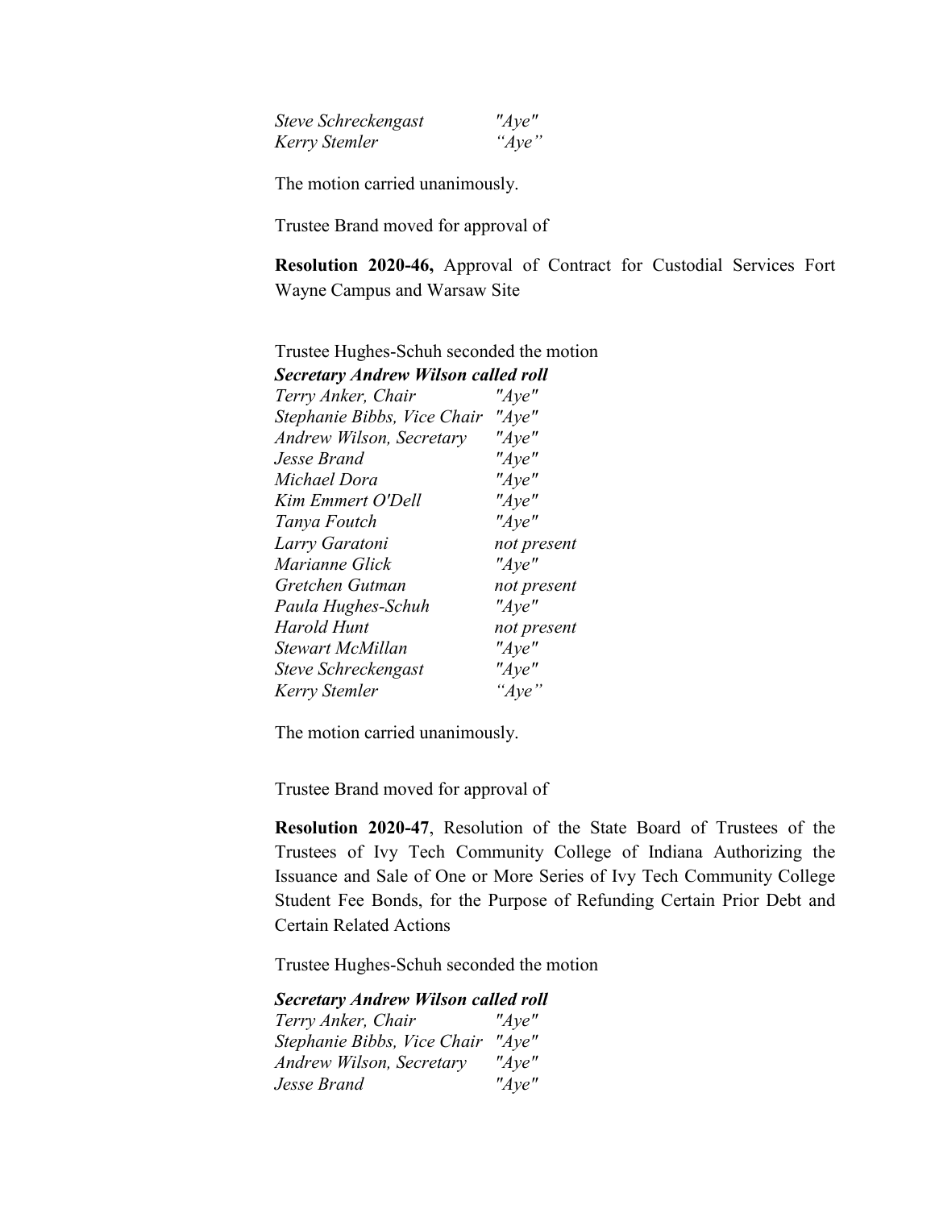| | |
|---|---|
| *Steve Schreckengast* | *"Aye"* |
| *Kerry Stemler* | *"Aye"* |

The motion carried unanimously.

Trustee Brand moved for approval of

**Resolution 2020-46,** Approval of Contract for Custodial Services Fort Wayne Campus and Warsaw Site

Trustee Hughes-Schuh seconded the motion

***Secretary Andrew Wilson called roll***

| | |
|---|---|
| *Terry Anker, Chair* | *"Aye"* |
| *Stephanie Bibbs, Vice Chair* | *"Aye"* |
| *Andrew Wilson, Secretary* | *"Aye"* |
| *Jesse Brand* | *"Aye"* |
| *Michael Dora* | *"Aye"* |
| *Kim Emmert O'Dell* | *"Aye"* |
| *Tanya Foutch* | *"Aye"* |
| *Larry Garatoni* | *not present* |
| *Marianne Glick* | *"Aye"* |
| *Gretchen Gutman* | *not present* |
| *Paula Hughes-Schuh* | *"Aye"* |
| *Harold Hunt* | *not present* |
| *Stewart McMillan* | *"Aye"* |
| *Steve Schreckengast* | *"Aye"* |
| *Kerry Stemler* | *"Aye"* |

The motion carried unanimously.

Trustee Brand moved for approval of

**Resolution 2020-47**, Resolution of the State Board of Trustees of the Trustees of Ivy Tech Community College of Indiana Authorizing the Issuance and Sale of One or More Series of Ivy Tech Community College Student Fee Bonds, for the Purpose of Refunding Certain Prior Debt and Certain Related Actions

Trustee Hughes-Schuh seconded the motion

***Secretary Andrew Wilson called roll***

| | |
|---|---|
| *Terry Anker, Chair* | *"Aye"* |
| *Stephanie Bibbs, Vice Chair* | *"Aye"* |
| *Andrew Wilson, Secretary* | *"Aye"* |
| *Jesse Brand* | *"Aye"* |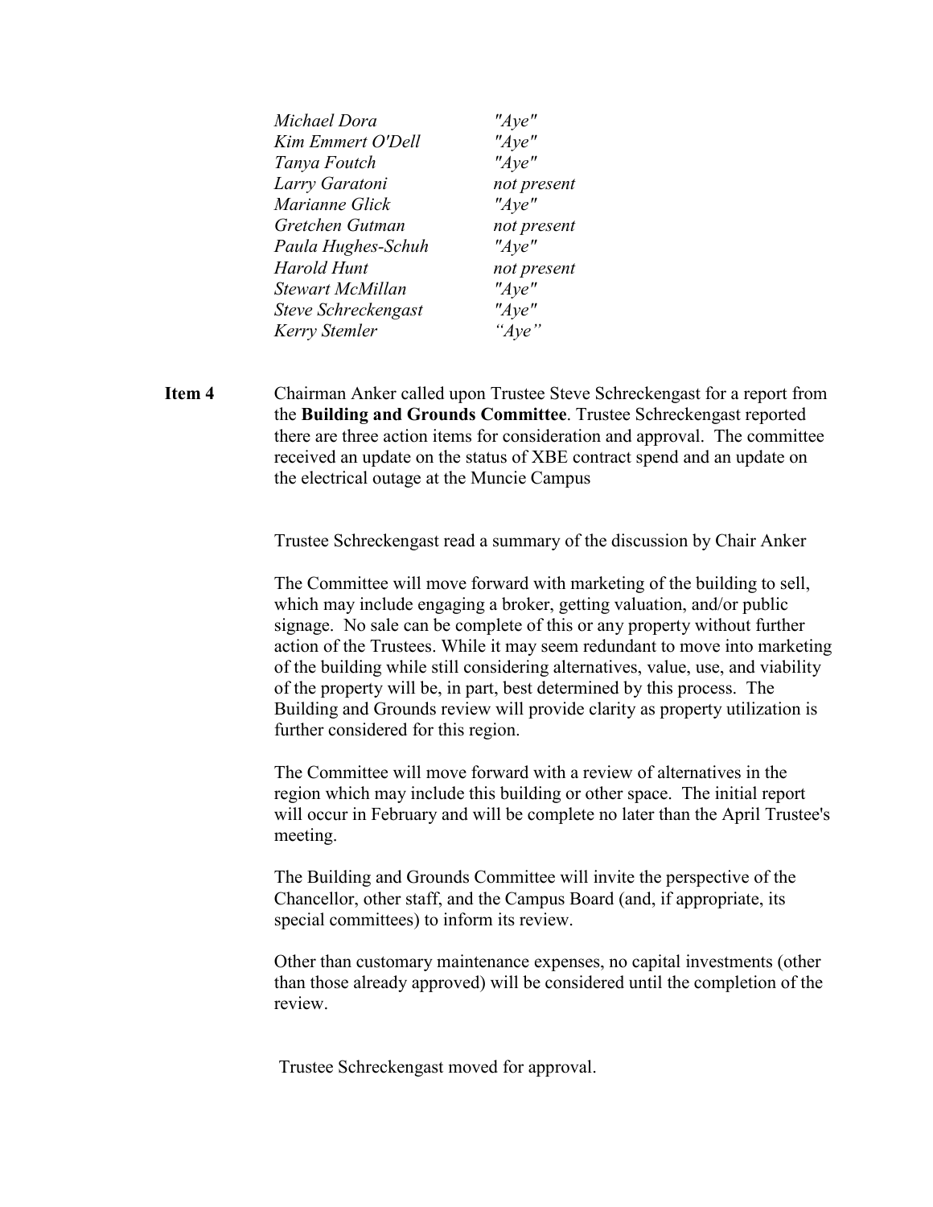| | |
|---|---|
| *Michael Dora* | *"Aye"* |
| *Kim Emmert O'Dell* | *"Aye"* |
| *Tanya Foutch* | *"Aye"* |
| *Larry Garatoni* | *not present* |
| *Marianne Glick* | *"Aye"* |
| *Gretchen Gutman* | *not present* |
| *Paula Hughes-Schuh* | *"Aye"* |
| *Harold Hunt* | *not present* |
| *Stewart McMillan* | *"Aye"* |
| *Steve Schreckengast* | *"Aye"* |
| *Kerry Stemler* | *"Aye"* |

**Item 4** Chairman Anker called upon Trustee Steve Schreckengast for a report from the **Building and Grounds Committee**. Trustee Schreckengast reported there are three action items for consideration and approval. The committee received an update on the status of XBE contract spend and an update on the electrical outage at the Muncie Campus

Trustee Schreckengast read a summary of the discussion by Chair Anker

The Committee will move forward with marketing of the building to sell, which may include engaging a broker, getting valuation, and/or public signage. No sale can be complete of this or any property without further action of the Trustees. While it may seem redundant to move into marketing of the building while still considering alternatives, value, use, and viability of the property will be, in part, best determined by this process. The Building and Grounds review will provide clarity as property utilization is further considered for this region.

The Committee will move forward with a review of alternatives in the region which may include this building or other space. The initial report will occur in February and will be complete no later than the April Trustee's meeting.

The Building and Grounds Committee will invite the perspective of the Chancellor, other staff, and the Campus Board (and, if appropriate, its special committees) to inform its review.

Other than customary maintenance expenses, no capital investments (other than those already approved) will be considered until the completion of the review.

Trustee Schreckengast moved for approval.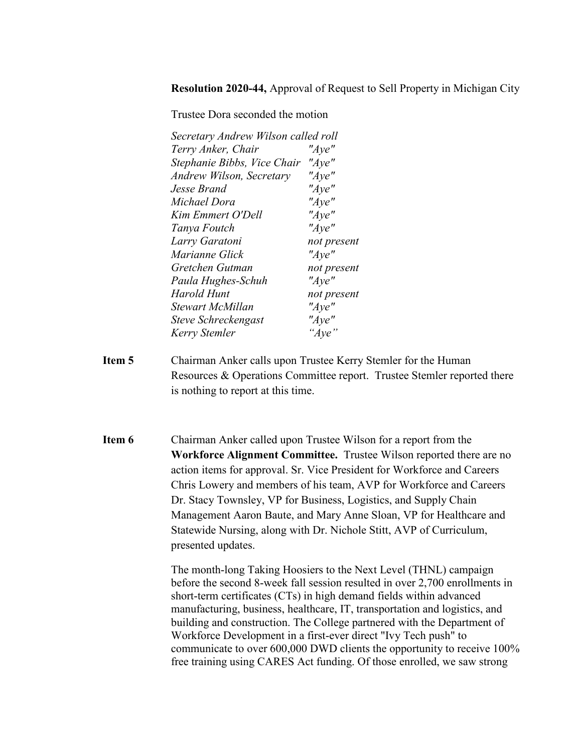**Resolution 2020-44,** Approval of Request to Sell Property in Michigan City

Trustee Dora seconded the motion

*Secretary Andrew Wilson called roll*

| | |
|---|---|
| *Terry Anker, Chair* | *"Aye"* |
| *Stephanie Bibbs, Vice Chair* | *"Aye"* |
| *Andrew Wilson, Secretary* | *"Aye"* |
| *Jesse Brand* | *"Aye"* |
| *Michael Dora* | *"Aye"* |
| *Kim Emmert O'Dell* | *"Aye"* |
| *Tanya Foutch* | *"Aye"* |
| *Larry Garatoni* | *not present* |
| *Marianne Glick* | *"Aye"* |
| *Gretchen Gutman* | *not present* |
| *Paula Hughes-Schuh* | *"Aye"* |
| *Harold Hunt* | *not present* |
| *Stewart McMillan* | *"Aye"* |
| *Steve Schreckengast* | *"Aye"* |
| *Kerry Stemler* | *"Aye"* |

**Item 5** Chairman Anker calls upon Trustee Kerry Stemler for the Human Resources & Operations Committee report. Trustee Stemler reported there is nothing to report at this time.

**Item 6** Chairman Anker called upon Trustee Wilson for a report from the **Workforce Alignment Committee.** Trustee Wilson reported there are no action items for approval. Sr. Vice President for Workforce and Careers Chris Lowery and members of his team, AVP for Workforce and Careers Dr. Stacy Townsley, VP for Business, Logistics, and Supply Chain Management Aaron Baute, and Mary Anne Sloan, VP for Healthcare and Statewide Nursing, along with Dr. Nichole Stitt, AVP of Curriculum, presented updates.

The month-long Taking Hoosiers to the Next Level (THNL) campaign before the second 8-week fall session resulted in over 2,700 enrollments in short-term certificates (CTs) in high demand fields within advanced manufacturing, business, healthcare, IT, transportation and logistics, and building and construction. The College partnered with the Department of Workforce Development in a first-ever direct "Ivy Tech push" to communicate to over 600,000 DWD clients the opportunity to receive 100% free training using CARES Act funding. Of those enrolled, we saw strong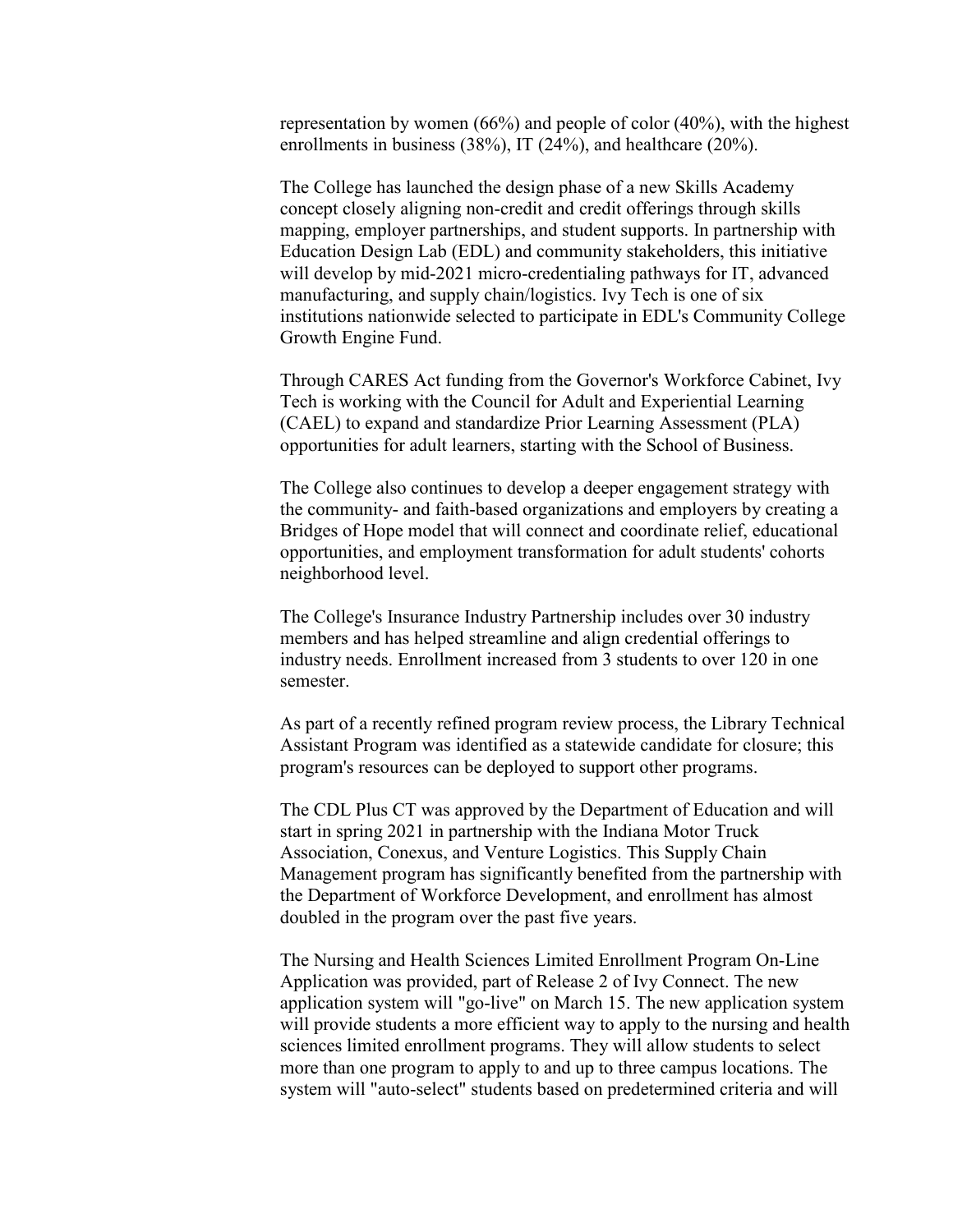representation by women (66%) and people of color (40%), with the highest enrollments in business (38%), IT (24%), and healthcare (20%).

The College has launched the design phase of a new Skills Academy concept closely aligning non-credit and credit offerings through skills mapping, employer partnerships, and student supports. In partnership with Education Design Lab (EDL) and community stakeholders, this initiative will develop by mid-2021 micro-credentialing pathways for IT, advanced manufacturing, and supply chain/logistics. Ivy Tech is one of six institutions nationwide selected to participate in EDL's Community College Growth Engine Fund.

Through CARES Act funding from the Governor's Workforce Cabinet, Ivy Tech is working with the Council for Adult and Experiential Learning (CAEL) to expand and standardize Prior Learning Assessment (PLA) opportunities for adult learners, starting with the School of Business.

The College also continues to develop a deeper engagement strategy with the community- and faith-based organizations and employers by creating a Bridges of Hope model that will connect and coordinate relief, educational opportunities, and employment transformation for adult students' cohorts neighborhood level.

The College's Insurance Industry Partnership includes over 30 industry members and has helped streamline and align credential offerings to industry needs. Enrollment increased from 3 students to over 120 in one semester.

As part of a recently refined program review process, the Library Technical Assistant Program was identified as a statewide candidate for closure; this program's resources can be deployed to support other programs.

The CDL Plus CT was approved by the Department of Education and will start in spring 2021 in partnership with the Indiana Motor Truck Association, Conexus, and Venture Logistics. This Supply Chain Management program has significantly benefited from the partnership with the Department of Workforce Development, and enrollment has almost doubled in the program over the past five years.

The Nursing and Health Sciences Limited Enrollment Program On-Line Application was provided, part of Release 2 of Ivy Connect. The new application system will "go-live" on March 15. The new application system will provide students a more efficient way to apply to the nursing and health sciences limited enrollment programs. They will allow students to select more than one program to apply to and up to three campus locations. The system will "auto-select" students based on predetermined criteria and will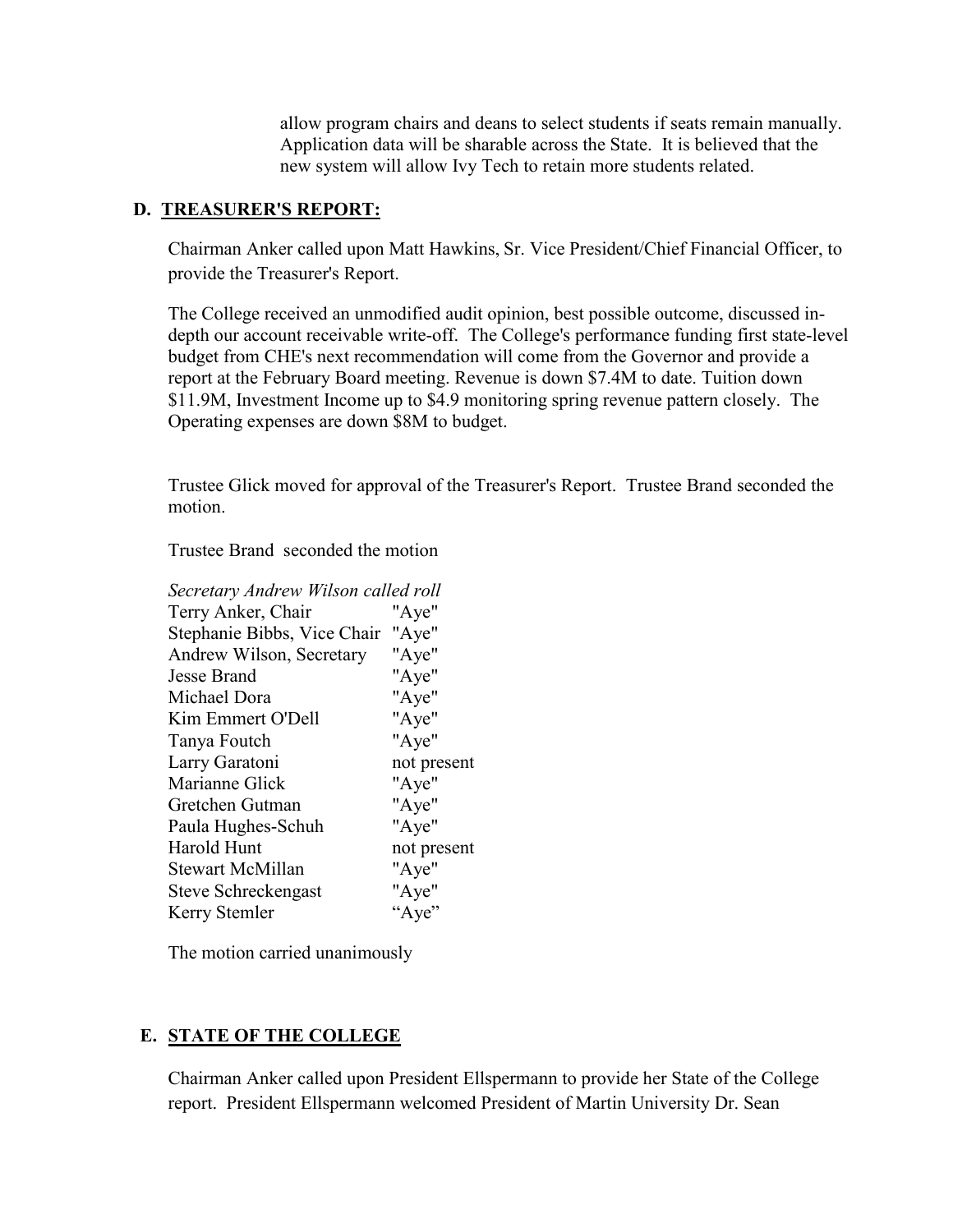allow program chairs and deans to select students if seats remain manually. Application data will be sharable across the State. It is believed that the new system will allow Ivy Tech to retain more students related.

### D. TREASURER'S REPORT:

Chairman Anker called upon Matt Hawkins, Sr. Vice President/Chief Financial Officer, to provide the Treasurer's Report.

The College received an unmodified audit opinion, best possible outcome, discussed in-depth our account receivable write-off. The College's performance funding first state-level budget from CHE's next recommendation will come from the Governor and provide a report at the February Board meeting. Revenue is down $7.4M to date. Tuition down $11.9M, Investment Income up to $4.9 monitoring spring revenue pattern closely. The Operating expenses are down $8M to budget.

Trustee Glick moved for approval of the Treasurer's Report. Trustee Brand seconded the motion.

Trustee Brand seconded the motion

*Secretary Andrew Wilson called roll*

| | |
|---|---|
| Terry Anker, Chair | "Aye" |
| Stephanie Bibbs, Vice Chair | "Aye" |
| Andrew Wilson, Secretary | "Aye" |
| Jesse Brand | "Aye" |
| Michael Dora | "Aye" |
| Kim Emmert O'Dell | "Aye" |
| Tanya Foutch | "Aye" |
| Larry Garatoni | not present |
| Marianne Glick | "Aye" |
| Gretchen Gutman | "Aye" |
| Paula Hughes-Schuh | "Aye" |
| Harold Hunt | not present |
| Stewart McMillan | "Aye" |
| Steve Schreckengast | "Aye" |
| Kerry Stemler | "Aye" |

The motion carried unanimously

### E. STATE OF THE COLLEGE

Chairman Anker called upon President Ellspermann to provide her State of the College report. President Ellspermann welcomed President of Martin University Dr. Sean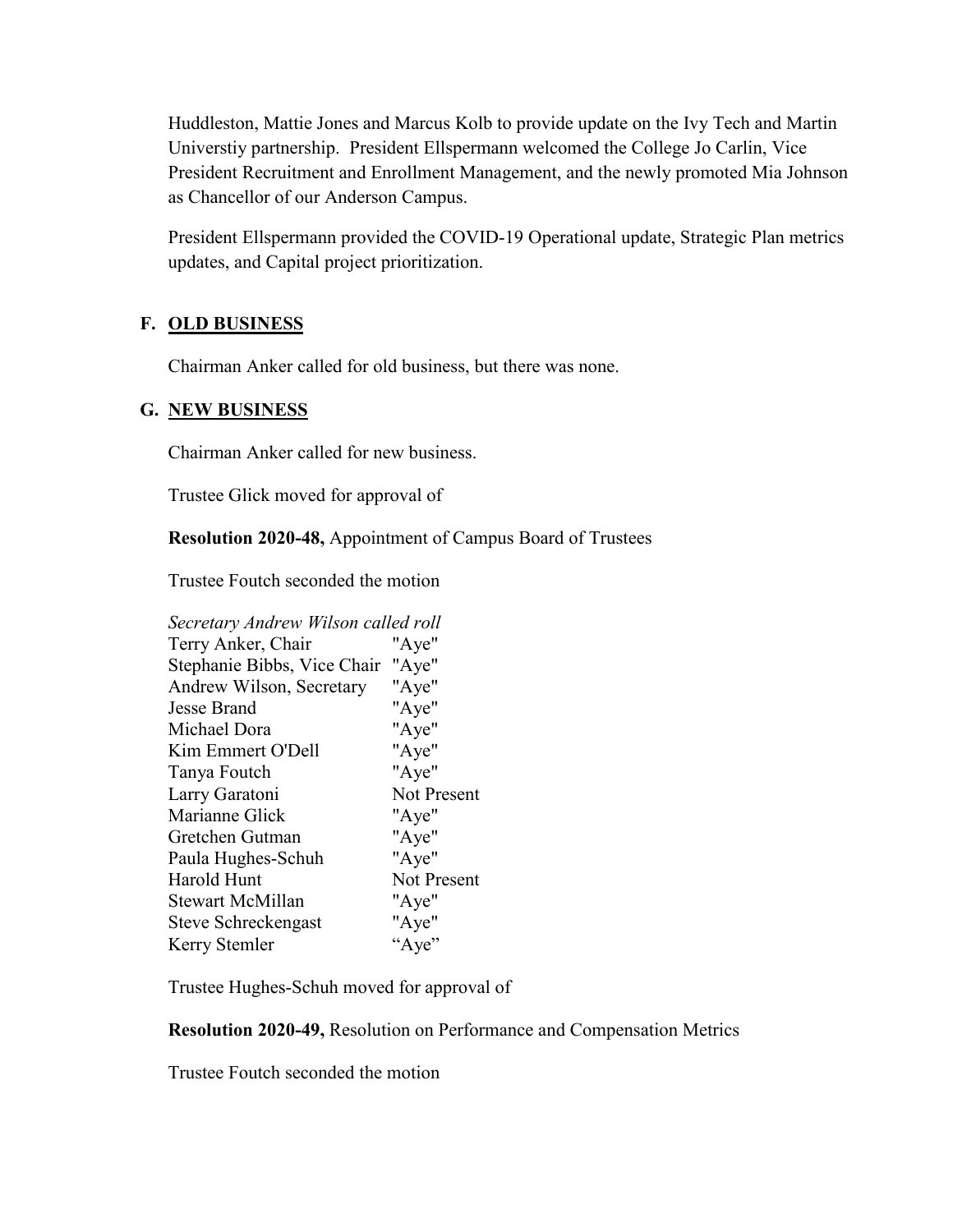Huddleston, Mattie Jones and Marcus Kolb to provide update on the Ivy Tech and Martin Universtiy partnership. President Ellspermann welcomed the College Jo Carlin, Vice President Recruitment and Enrollment Management, and the newly promoted Mia Johnson as Chancellor of our Anderson Campus.

President Ellspermann provided the COVID-19 Operational update, Strategic Plan metrics updates, and Capital project prioritization.

## F. OLD BUSINESS

Chairman Anker called for old business, but there was none.

## G. NEW BUSINESS

Chairman Anker called for new business.

Trustee Glick moved for approval of

**Resolution 2020-48,** Appointment of Campus Board of Trustees

Trustee Foutch seconded the motion

*Secretary Andrew Wilson called roll*

| | |
|---|---|
| Terry Anker, Chair | "Aye" |
| Stephanie Bibbs, Vice Chair | "Aye" |
| Andrew Wilson, Secretary | "Aye" |
| Jesse Brand | "Aye" |
| Michael Dora | "Aye" |
| Kim Emmert O'Dell | "Aye" |
| Tanya Foutch | "Aye" |
| Larry Garatoni | Not Present |
| Marianne Glick | "Aye" |
| Gretchen Gutman | "Aye" |
| Paula Hughes-Schuh | "Aye" |
| Harold Hunt | Not Present |
| Stewart McMillan | "Aye" |
| Steve Schreckengast | "Aye" |
| Kerry Stemler | "Aye" |

Trustee Hughes-Schuh moved for approval of

**Resolution 2020-49,** Resolution on Performance and Compensation Metrics

Trustee Foutch seconded the motion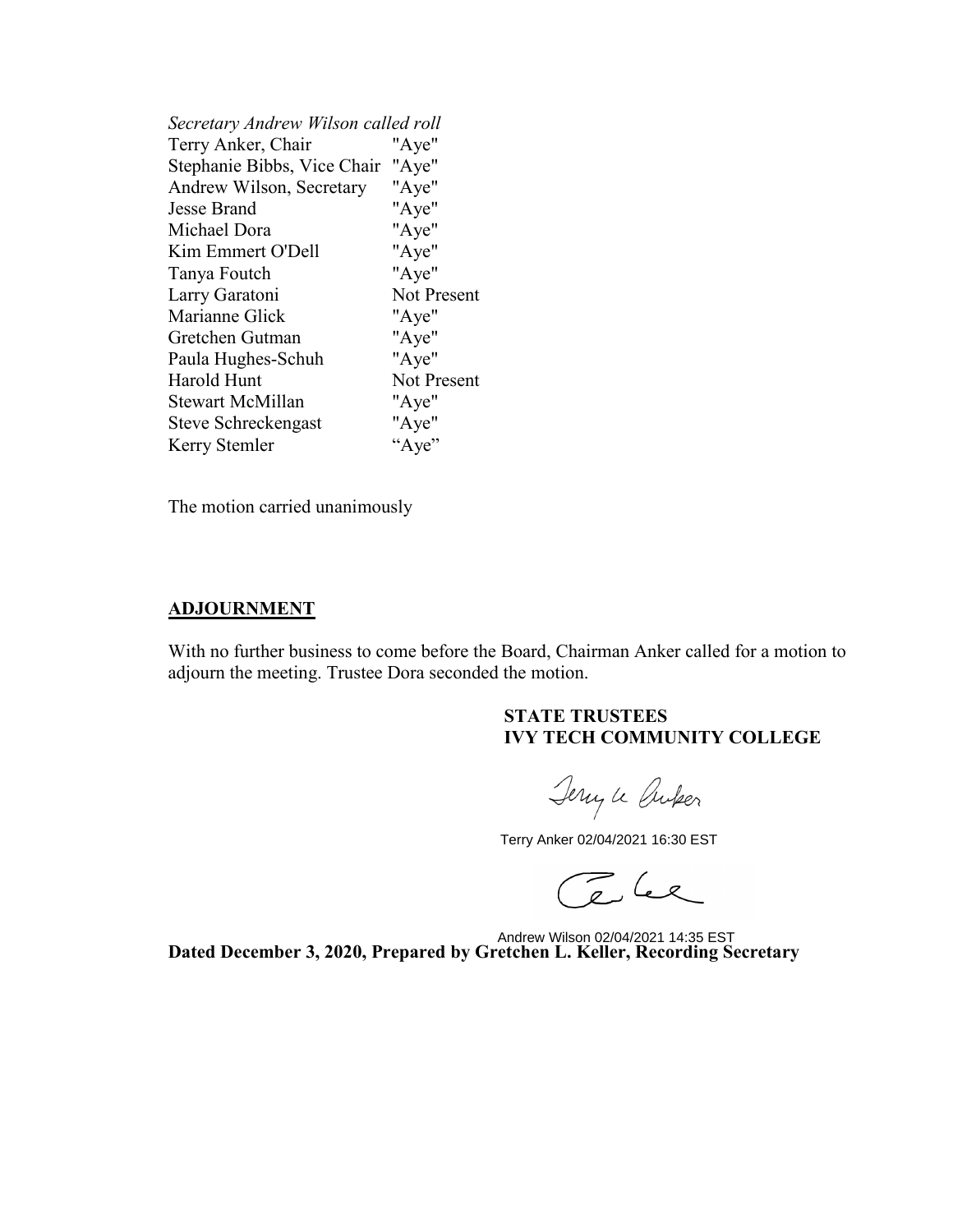*Secretary Andrew Wilson called roll*

| | |
|---|---|
| Terry Anker, Chair | "Aye" |
| Stephanie Bibbs, Vice Chair | "Aye" |
| Andrew Wilson, Secretary | "Aye" |
| Jesse Brand | "Aye" |
| Michael Dora | "Aye" |
| Kim Emmert O'Dell | "Aye" |
| Tanya Foutch | "Aye" |
| Larry Garatoni | Not Present |
| Marianne Glick | "Aye" |
| Gretchen Gutman | "Aye" |
| Paula Hughes-Schuh | "Aye" |
| Harold Hunt | Not Present |
| Stewart McMillan | "Aye" |
| Steve Schreckengast | "Aye" |
| Kerry Stemler | "Aye" |

The motion carried unanimously

## ADJOURNMENT

With no further business to come before the Board, Chairman Anker called for a motion to adjourn the meeting. Trustee Dora seconded the motion.

**STATE TRUSTEES**
**IVY TECH COMMUNITY COLLEGE**

Terry Anker 02/04/2021 16:30 EST

Andrew Wilson 02/04/2021 14:35 EST

**Dated December 3, 2020, Prepared by Gretchen L. Keller, Recording Secretary**